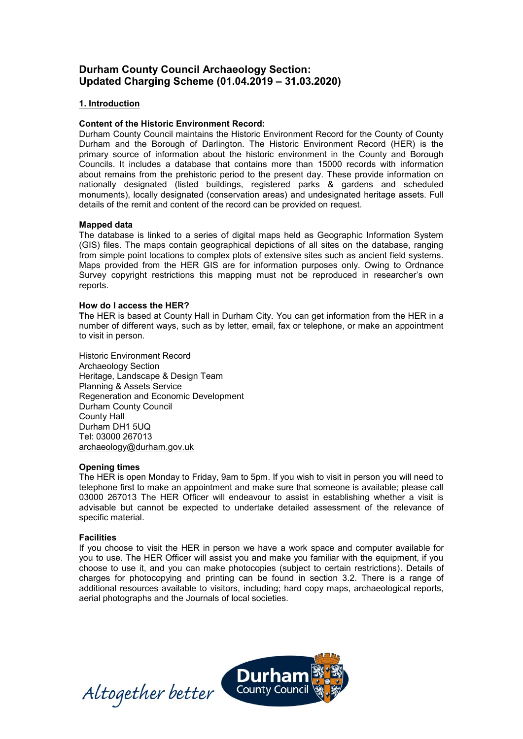# Durham County Council Archaeology Section: Updated Charging Scheme (01.04.2019 – 31.03.2020)

## 1. Introduction

**Content of the Historic Environment Record:**
Durham County Council maintains the Historic Environment Record for the County of County Durham and the Borough of Darlington. The Historic Environment Record (HER) is the primary source of information about the historic environment in the County and Borough Councils. It includes a database that contains more than 15000 records with information about remains from the prehistoric period to the present day. These provide information on nationally designated (listed buildings, registered parks & gardens and scheduled monuments), locally designated (conservation areas) and undesignated heritage assets. Full details of the remit and content of the record can be provided on request.

**Mapped data**
The database is linked to a series of digital maps held as Geographic Information System (GIS) files. The maps contain geographical depictions of all sites on the database, ranging from simple point locations to complex plots of extensive sites such as ancient field systems. Maps provided from the HER GIS are for information purposes only. Owing to Ordnance Survey copyright restrictions this mapping must not be reproduced in researcher's own reports.

**How do I access the HER?**
The HER is based at County Hall in Durham City. You can get information from the HER in a number of different ways, such as by letter, email, fax or telephone, or make an appointment to visit in person.

Historic Environment Record
Archaeology Section
Heritage, Landscape & Design Team
Planning & Assets Service
Regeneration and Economic Development
Durham County Council
County Hall
Durham DH1 5UQ
Tel: 03000 267013
archaeology@durham.gov.uk

**Opening times**
The HER is open Monday to Friday, 9am to 5pm. If you wish to visit in person you will need to telephone first to make an appointment and make sure that someone is available; please call 03000 267013 The HER Officer will endeavour to assist in establishing whether a visit is advisable but cannot be expected to undertake detailed assessment of the relevance of specific material.

**Facilities**
If you choose to visit the HER in person we have a work space and computer available for you to use. The HER Officer will assist you and make you familiar with the equipment, if you choose to use it, and you can make photocopies (subject to certain restrictions). Details of charges for photocopying and printing can be found in section 3.2. There is a range of additional resources available to visitors, including; hard copy maps, archaeological reports, aerial photographs and the Journals of local societies.

Altogether better

Durham County Council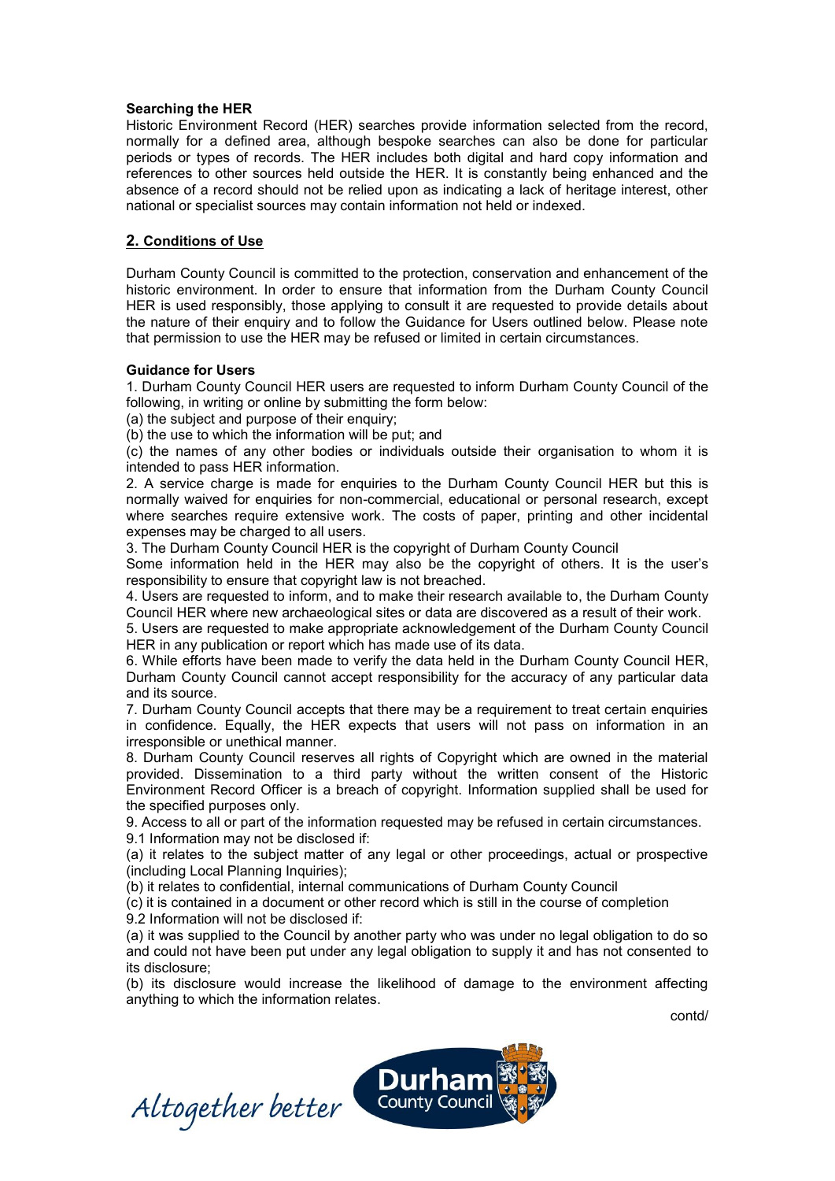**Searching the HER**

Historic Environment Record (HER) searches provide information selected from the record, normally for a defined area, although bespoke searches can also be done for particular periods or types of records. The HER includes both digital and hard copy information and references to other sources held outside the HER. It is constantly being enhanced and the absence of a record should not be relied upon as indicating a lack of heritage interest, other national or specialist sources may contain information not held or indexed.

## 2. Conditions of Use

Durham County Council is committed to the protection, conservation and enhancement of the historic environment. In order to ensure that information from the Durham County Council HER is used responsibly, those applying to consult it are requested to provide details about the nature of their enquiry and to follow the Guidance for Users outlined below. Please note that permission to use the HER may be refused or limited in certain circumstances.

**Guidance for Users**

1. Durham County Council HER users are requested to inform Durham County Council of the following, in writing or online by submitting the form below:
(a) the subject and purpose of their enquiry;
(b) the use to which the information will be put; and
(c) the names of any other bodies or individuals outside their organisation to whom it is intended to pass HER information.

2. A service charge is made for enquiries to the Durham County Council HER but this is normally waived for enquiries for non-commercial, educational or personal research, except where searches require extensive work. The costs of paper, printing and other incidental expenses may be charged to all users.

3. The Durham County Council HER is the copyright of Durham County Council
Some information held in the HER may also be the copyright of others. It is the user's responsibility to ensure that copyright law is not breached.

4. Users are requested to inform, and to make their research available to, the Durham County Council HER where new archaeological sites or data are discovered as a result of their work.

5. Users are requested to make appropriate acknowledgement of the Durham County Council HER in any publication or report which has made use of its data.

6. While efforts have been made to verify the data held in the Durham County Council HER, Durham County Council cannot accept responsibility for the accuracy of any particular data and its source.

7. Durham County Council accepts that there may be a requirement to treat certain enquiries in confidence. Equally, the HER expects that users will not pass on information in an irresponsible or unethical manner.

8. Durham County Council reserves all rights of Copyright which are owned in the material provided. Dissemination to a third party without the written consent of the Historic Environment Record Officer is a breach of copyright. Information supplied shall be used for the specified purposes only.

9. Access to all or part of the information requested may be refused in certain circumstances.

9.1 Information may not be disclosed if:
(a) it relates to the subject matter of any legal or other proceedings, actual or prospective (including Local Planning Inquiries);
(b) it relates to confidential, internal communications of Durham County Council
(c) it is contained in a document or other record which is still in the course of completion

9.2 Information will not be disclosed if:
(a) it was supplied to the Council by another party who was under no legal obligation to do so and could not have been put under any legal obligation to supply it and has not consented to its disclosure;
(b) its disclosure would increase the likelihood of damage to the environment affecting anything to which the information relates.

contd/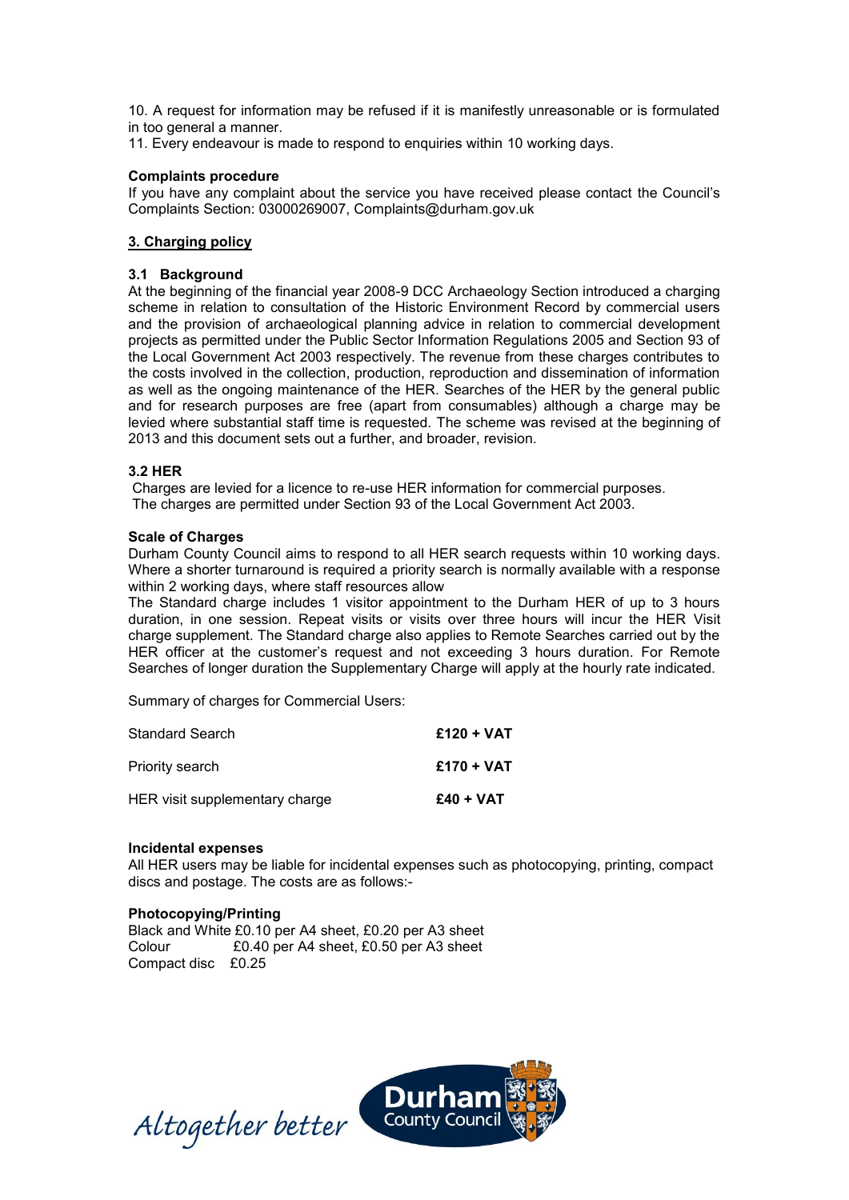10. A request for information may be refused if it is manifestly unreasonable or is formulated in too general a manner.
11. Every endeavour is made to respond to enquiries within 10 working days.

**Complaints procedure**
If you have any complaint about the service you have received please contact the Council's Complaints Section: 03000269007, Complaints@durham.gov.uk

## 3. Charging policy

### 3.1 Background

At the beginning of the financial year 2008-9 DCC Archaeology Section introduced a charging scheme in relation to consultation of the Historic Environment Record by commercial users and the provision of archaeological planning advice in relation to commercial development projects as permitted under the Public Sector Information Regulations 2005 and Section 93 of the Local Government Act 2003 respectively. The revenue from these charges contributes to the costs involved in the collection, production, reproduction and dissemination of information as well as the ongoing maintenance of the HER. Searches of the HER by the general public and for research purposes are free (apart from consumables) although a charge may be levied where substantial staff time is requested. The scheme was revised at the beginning of 2013 and this document sets out a further, and broader, revision.

### 3.2 HER

Charges are levied for a licence to re-use HER information for commercial purposes.
The charges are permitted under Section 93 of the Local Government Act 2003.

**Scale of Charges**
Durham County Council aims to respond to all HER search requests within 10 working days. Where a shorter turnaround is required a priority search is normally available with a response within 2 working days, where staff resources allow
The Standard charge includes 1 visitor appointment to the Durham HER of up to 3 hours duration, in one session. Repeat visits or visits over three hours will incur the HER Visit charge supplement. The Standard charge also applies to Remote Searches carried out by the HER officer at the customer's request and not exceeding 3 hours duration. For Remote Searches of longer duration the Supplementary Charge will apply at the hourly rate indicated.

Summary of charges for Commercial Users:

| | |
|---|---|
| Standard Search | **£120 + VAT** |
| Priority search | **£170 + VAT** |
| HER visit supplementary charge | **£40 + VAT** |

**Incidental expenses**
All HER users may be liable for incidental expenses such as photocopying, printing, compact discs and postage. The costs are as follows:-

**Photocopying/Printing**
Black and White £0.10 per A4 sheet, £0.20 per A3 sheet
Colour £0.40 per A4 sheet, £0.50 per A3 sheet
Compact disc £0.25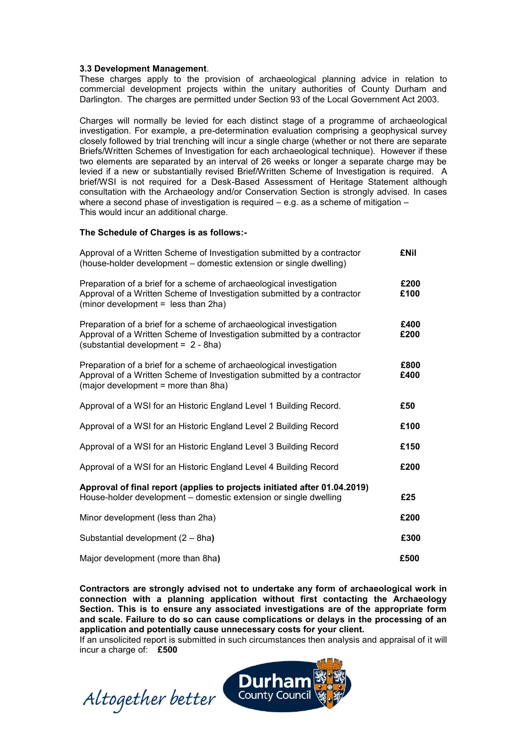### 3.3 Development Management.

These charges apply to the provision of archaeological planning advice in relation to commercial development projects within the unitary authorities of County Durham and Darlington. The charges are permitted under Section 93 of the Local Government Act 2003.

Charges will normally be levied for each distinct stage of a programme of archaeological investigation. For example, a pre-determination evaluation comprising a geophysical survey closely followed by trial trenching will incur a single charge (whether or not there are separate Briefs/Written Schemes of Investigation for each archaeological technique). However if these two elements are separated by an interval of 26 weeks or longer a separate charge may be levied if a new or substantially revised Brief/Written Scheme of Investigation is required. A brief/WSI is not required for a Desk-Based Assessment of Heritage Statement although consultation with the Archaeology and/or Conservation Section is strongly advised. In cases where a second phase of investigation is required – e.g. as a scheme of mitigation –
This would incur an additional charge.

**The Schedule of Charges is as follows:-**

| | |
|---|---|
| Approval of a Written Scheme of Investigation submitted by a contractor (house-holder development – domestic extension or single dwelling) | **£Nil** |
| Preparation of a brief for a scheme of archaeological investigation | **£200** |
| Approval of a Written Scheme of Investigation submitted by a contractor (minor development = less than 2ha) | **£100** |
| Preparation of a brief for a scheme of archaeological investigation | **£400** |
| Approval of a Written Scheme of Investigation submitted by a contractor (substantial development = 2 - 8ha) | **£200** |
| Preparation of a brief for a scheme of archaeological investigation | **£800** |
| Approval of a Written Scheme of Investigation submitted by a contractor (major development = more than 8ha) | **£400** |
| Approval of a WSI for an Historic England Level 1 Building Record. | **£50** |
| Approval of a WSI for an Historic England Level 2 Building Record | **£100** |
| Approval of a WSI for an Historic England Level 3 Building Record | **£150** |
| Approval of a WSI for an Historic England Level 4 Building Record | **£200** |
| **Approval of final report (applies to projects initiated after 01.04.2019)** | |
| House-holder development – domestic extension or single dwelling | **£25** |
| Minor development (less than 2ha) | **£200** |
| Substantial development (2 – 8ha) | **£300** |
| Major development (more than 8ha) | **£500** |

**Contractors are strongly advised not to undertake any form of archaeological work in connection with a planning application without first contacting the Archaeology Section. This is to ensure any associated investigations are of the appropriate form and scale. Failure to do so can cause complications or delays in the processing of an application and potentially cause unnecessary costs for your client.**

If an unsolicited report is submitted in such circumstances then analysis and appraisal of it will incur a charge of: **£500**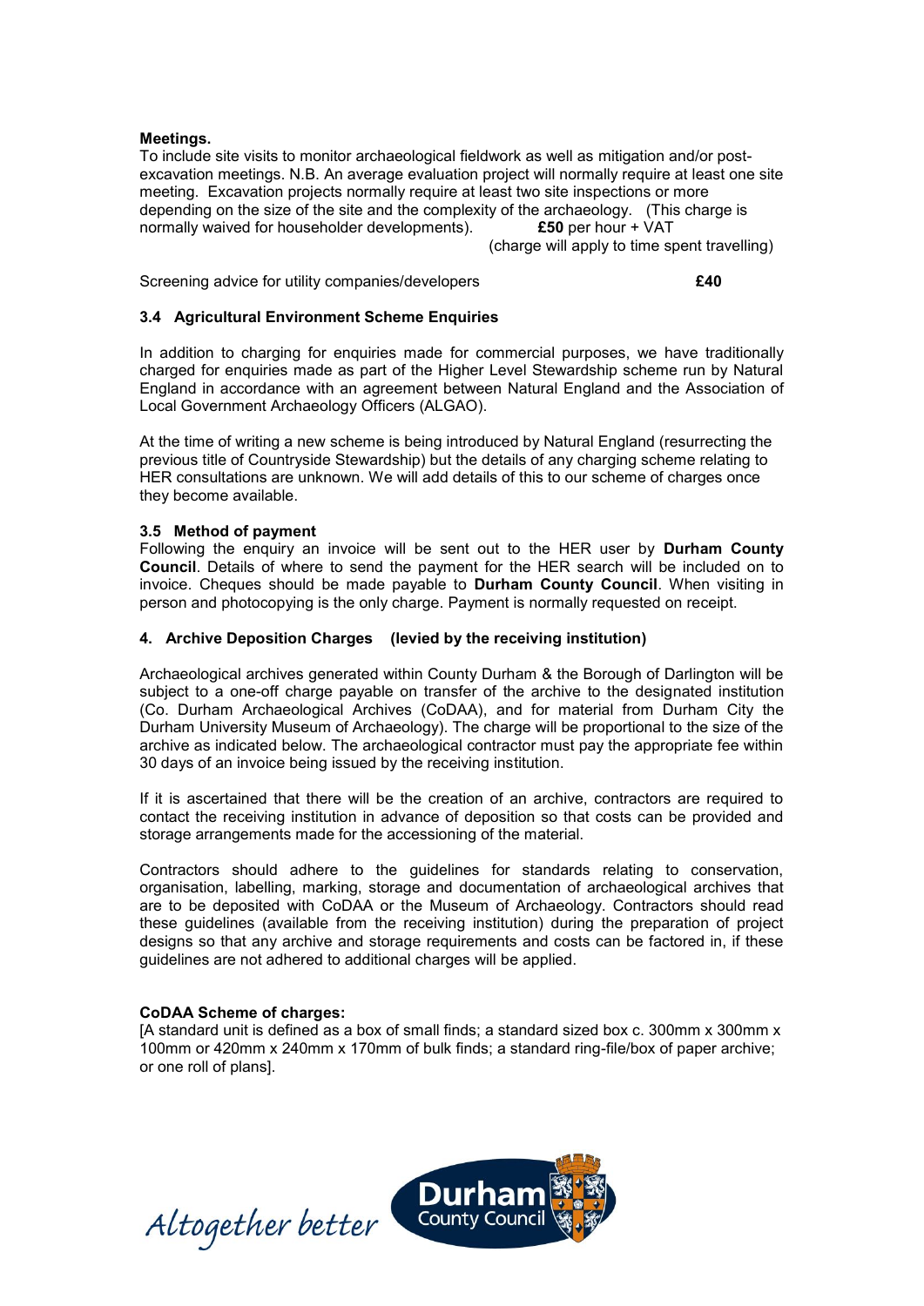**Meetings.**
To include site visits to monitor archaeological fieldwork as well as mitigation and/or post-excavation meetings. N.B. An average evaluation project will normally require at least one site meeting. Excavation projects normally require at least two site inspections or more depending on the size of the site and the complexity of the archaeology. (This charge is normally waived for householder developments). **£50** per hour + VAT
(charge will apply to time spent travelling)

Screening advice for utility companies/developers **£40**

### 3.4 Agricultural Environment Scheme Enquiries

In addition to charging for enquiries made for commercial purposes, we have traditionally charged for enquiries made as part of the Higher Level Stewardship scheme run by Natural England in accordance with an agreement between Natural England and the Association of Local Government Archaeology Officers (ALGAO).

At the time of writing a new scheme is being introduced by Natural England (resurrecting the previous title of Countryside Stewardship) but the details of any charging scheme relating to HER consultations are unknown. We will add details of this to our scheme of charges once they become available.

### 3.5 Method of payment

Following the enquiry an invoice will be sent out to the HER user by **Durham County Council**. Details of where to send the payment for the HER search will be included on to invoice. Cheques should be made payable to **Durham County Council**. When visiting in person and photocopying is the only charge. Payment is normally requested on receipt.

## 4. Archive Deposition Charges (levied by the receiving institution)

Archaeological archives generated within County Durham & the Borough of Darlington will be subject to a one-off charge payable on transfer of the archive to the designated institution (Co. Durham Archaeological Archives (CoDAA), and for material from Durham City the Durham University Museum of Archaeology). The charge will be proportional to the size of the archive as indicated below. The archaeological contractor must pay the appropriate fee within 30 days of an invoice being issued by the receiving institution.

If it is ascertained that there will be the creation of an archive, contractors are required to contact the receiving institution in advance of deposition so that costs can be provided and storage arrangements made for the accessioning of the material.

Contractors should adhere to the guidelines for standards relating to conservation, organisation, labelling, marking, storage and documentation of archaeological archives that are to be deposited with CoDAA or the Museum of Archaeology. Contractors should read these guidelines (available from the receiving institution) during the preparation of project designs so that any archive and storage requirements and costs can be factored in, if these guidelines are not adhered to additional charges will be applied.

**CoDAA Scheme of charges:**
[A standard unit is defined as a box of small finds; a standard sized box c. 300mm x 300mm x 100mm or 420mm x 240mm x 170mm of bulk finds; a standard ring-file/box of paper archive; or one roll of plans].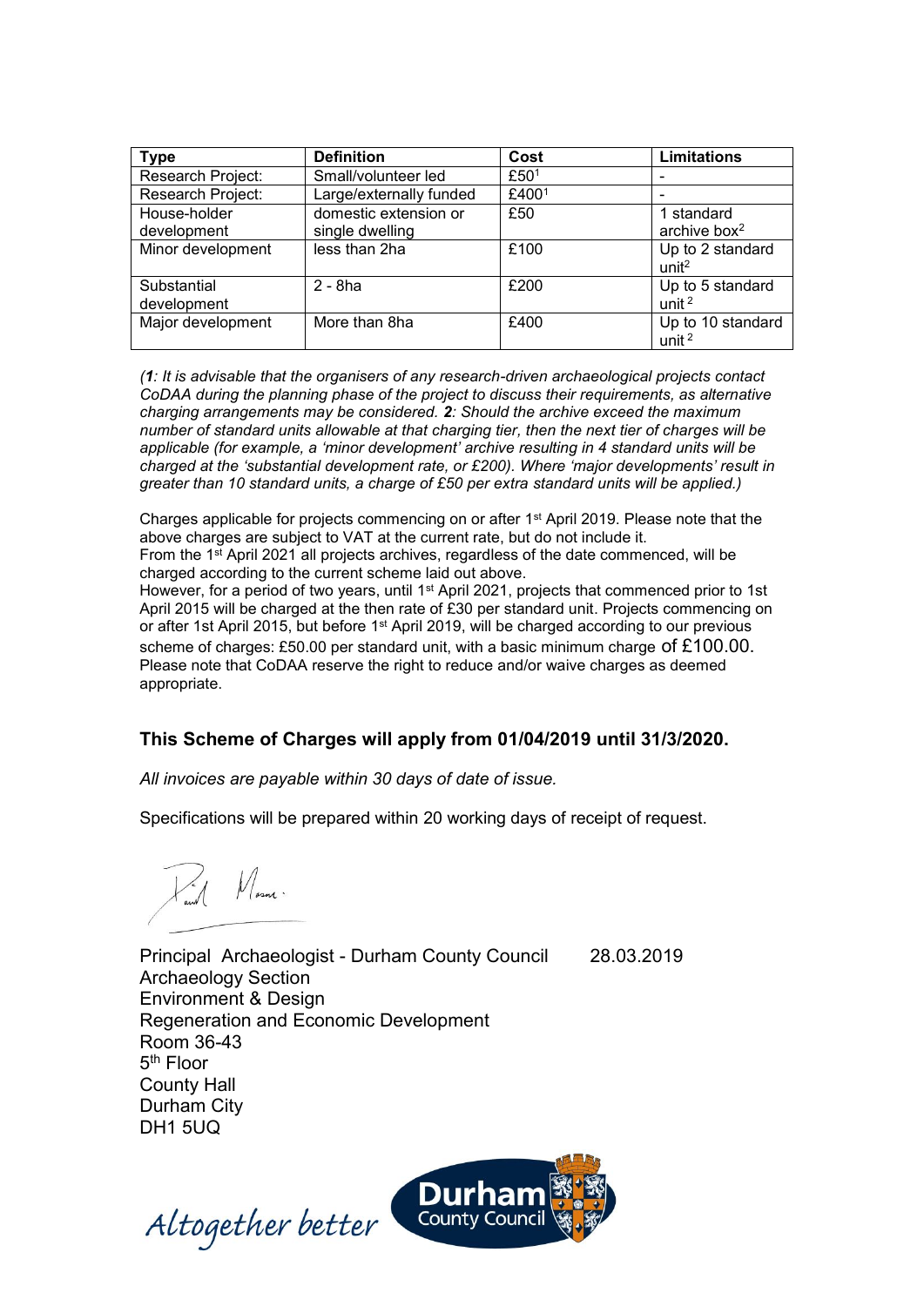| Type | Definition | Cost | Limitations |
|---|---|---|---|
| Research Project: | Small/volunteer led | £50[1] | - |
| Research Project: | Large/externally funded | £400[1] | - |
| House-holder development | domestic extension or single dwelling | £50 | 1 standard archive box[2] |
| Minor development | less than 2ha | £100 | Up to 2 standard unit[2] |
| Substantial development | 2 - 8ha | £200 | Up to 5 standard unit [2] |
| Major development | More than 8ha | £400 | Up to 10 standard unit [2] |

*(**1**: It is advisable that the organisers of any research-driven archaeological projects contact CoDAA during the planning phase of the project to discuss their requirements, as alternative charging arrangements may be considered. **2**: Should the archive exceed the maximum number of standard units allowable at that charging tier, then the next tier of charges will be applicable (for example, a 'minor development' archive resulting in 4 standard units will be charged at the 'substantial development rate, or £200). Where 'major developments' result in greater than 10 standard units, a charge of £50 per extra standard units will be applied.)*

Charges applicable for projects commencing on or after 1st April 2019. Please note that the above charges are subject to VAT at the current rate, but do not include it.
From the 1st April 2021 all projects archives, regardless of the date commenced, will be charged according to the current scheme laid out above.
However, for a period of two years, until 1st April 2021, projects that commenced prior to 1st April 2015 will be charged at the then rate of £30 per standard unit. Projects commencing on or after 1st April 2015, but before 1st April 2019, will be charged according to our previous scheme of charges: £50.00 per standard unit, with a basic minimum charge of £100.00.
Please note that CoDAA reserve the right to reduce and/or waive charges as deemed appropriate.

## This Scheme of Charges will apply from 01/04/2019 until 31/3/2020.

*All invoices are payable within 30 days of date of issue.*

Specifications will be prepared within 20 working days of receipt of request.

Principal Archaeologist - Durham County Council 28.03.2019
Archaeology Section
Environment & Design
Regeneration and Economic Development
Room 36-43
5th Floor
County Hall
Durham City
DH1 5UQ

Altogether better

Durham County Council